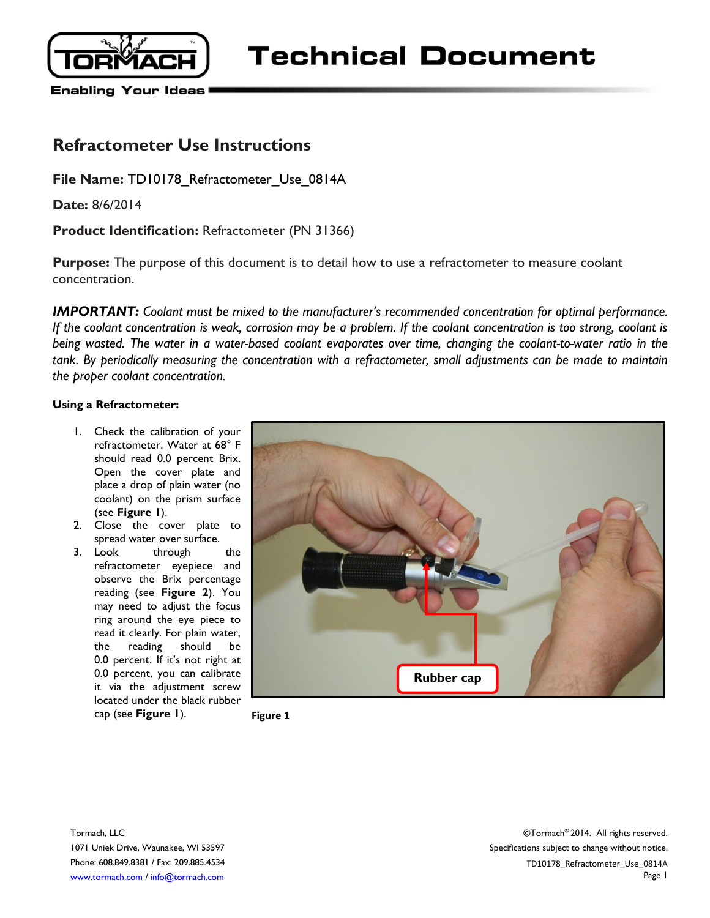# Technical Document

## Refractometer Use Instructions

**File Name:** TD10178_Refractometer_Use_0814A

**Date:** 8/6/2014

**Product Identification:** Refractometer (PN 31366)

**Purpose:** The purpose of this document is to detail how to use a refractometer to measure coolant concentration.

***IMPORTANT:*** *Coolant must be mixed to the manufacturer's recommended concentration for optimal performance. If the coolant concentration is weak, corrosion may be a problem. If the coolant concentration is too strong, coolant is being wasted. The water in a water-based coolant evaporates over time, changing the coolant-to-water ratio in the tank. By periodically measuring the concentration with a refractometer, small adjustments can be made to maintain the proper coolant concentration.*

**Using a Refractometer:**

1. Check the calibration of your refractometer. Water at 68° F should read 0.0 percent Brix. Open the cover plate and place a drop of plain water (no coolant) on the prism surface (see **Figure 1**).
2. Close the cover plate to spread water over surface.
3. Look through the refractometer eyepiece and observe the Brix percentage reading (see **Figure 2**). You may need to adjust the focus ring around the eye piece to read it clearly. For plain water, the reading should be 0.0 percent. If it's not right at 0.0 percent, you can calibrate it via the adjustment screw located under the black rubber cap (see **Figure 1**).

Rubber cap

**Figure 1**

Tormach, LLC
1071 Uniek Drive, Waunakee, WI 53597
Phone: 608.849.8381 / Fax: 209.885.4534
www.tormach.com / info@tormach.com

©Tormach® 2014. All rights reserved.
Specifications subject to change without notice.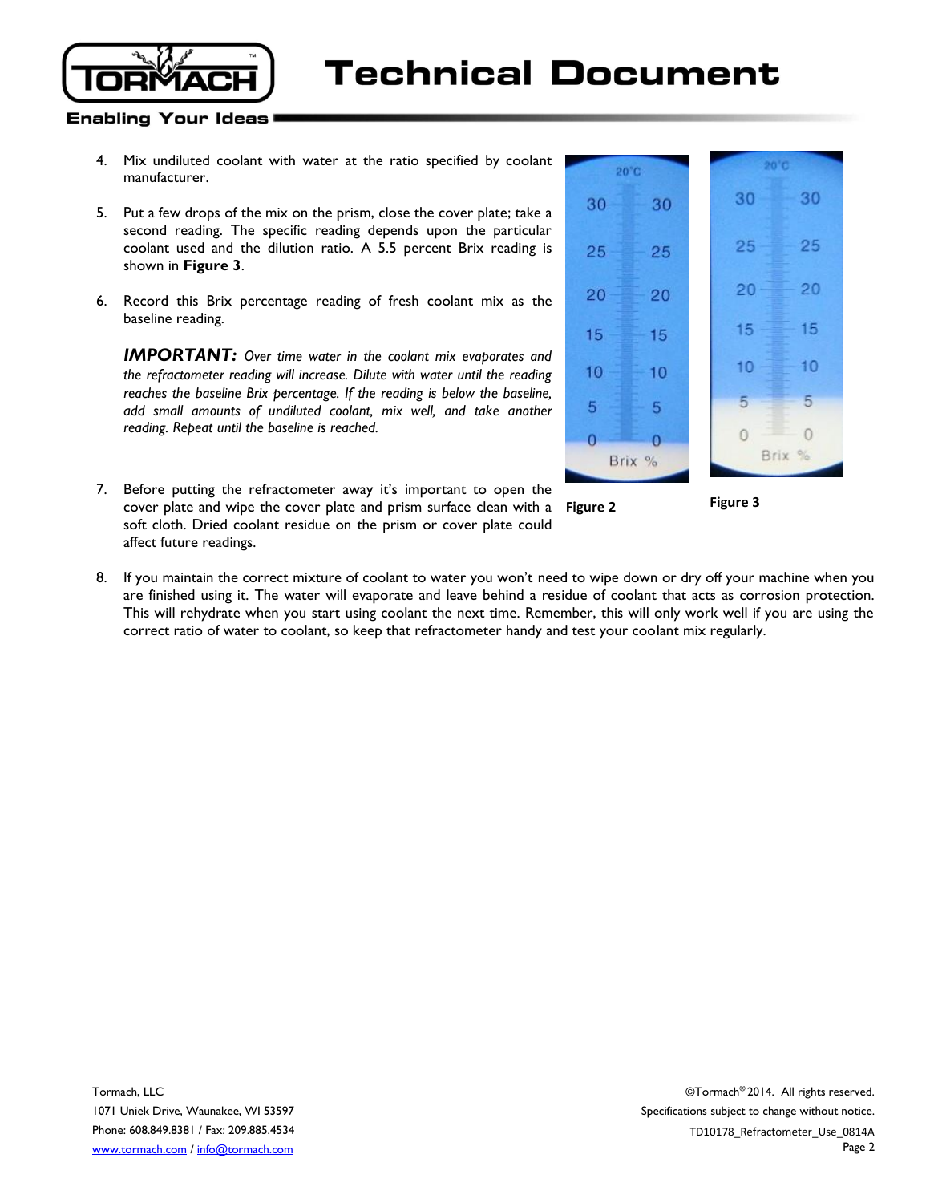4. Mix undiluted coolant with water at the ratio specified by coolant manufacturer.

5. Put a few drops of the mix on the prism, close the cover plate; take a second reading. The specific reading depends upon the particular coolant used and the dilution ratio. A 5.5 percent Brix reading is shown in **Figure 3**.

6. Record this Brix percentage reading of fresh coolant mix as the baseline reading.

   ***IMPORTANT:*** *Over time water in the coolant mix evaporates and the refractometer reading will increase. Dilute with water until the reading reaches the baseline Brix percentage. If the reading is below the baseline, add small amounts of undiluted coolant, mix well, and take another reading. Repeat until the baseline is reached.*

7. Before putting the refractometer away it's important to open the cover plate and wipe the cover plate and prism surface clean with a soft cloth. Dried coolant residue on the prism or cover plate could affect future readings.

**Figure 2**

**Figure 3**

8. If you maintain the correct mixture of coolant to water you won't need to wipe down or dry off your machine when you are finished using it. The water will evaporate and leave behind a residue of coolant that acts as corrosion protection. This will rehydrate when you start using coolant the next time. Remember, this will only work well if you are using the correct ratio of water to coolant, so keep that refractometer handy and test your coolant mix regularly.